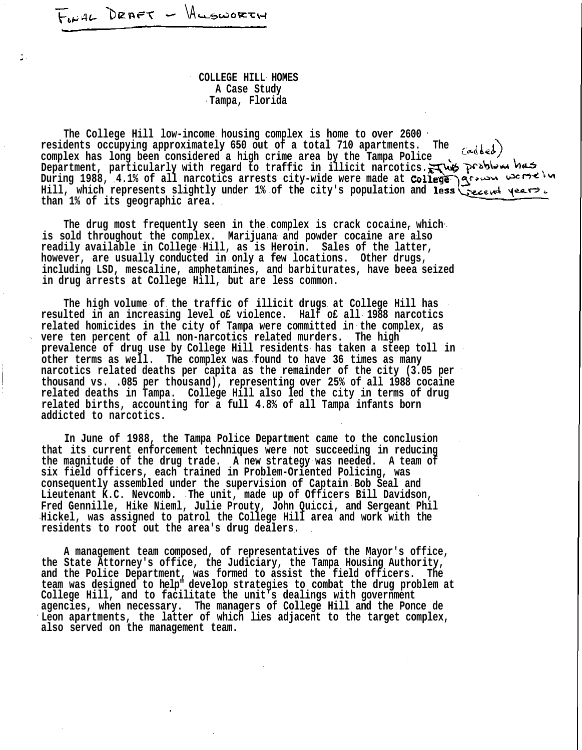FINAL DRAFT – ALLSWORTH

**COLLEGE HILL HOMES**
**A Case Study**
**Tampa, Florida**

The College Hill low-income housing complex is home to over 2600 residents occupying approximately 650 out of a total 710 apartments. The complex has long been considered a high crime area by the Tampa Police Department, particularly with regard to traffic in illicit narcotics. This problem has grown worse in recent years. (added) During 1988, 4.1% of all narcotics arrests city-wide were made at College Hill, which represents slightly under 1% of the city's population and less than 1% of its geographic area.

The drug most frequently seen in the complex is crack cocaine, which is sold throughout the complex. Marijuana and powder cocaine are also readily available in College Hill, as is Heroin. Sales of the latter, however, are usually conducted in only a few locations. Other drugs, including LSD, mescaline, amphetamines, and barbiturates, have beea seized in drug arrests at College Hill, but are less common.

The high volume of the traffic of illicit drugs at College Hill has resulted in an increasing level o£ violence. Half o£ all 1988 narcotics related homicides in the city of Tampa were committed in the complex, as vere ten percent of all non-narcotics related murders. The high prevalence of drug use by College Hill residents has taken a steep toll in other terms as well. The complex was found to have 36 times as many narcotics related deaths per capita as the remainder of the city (3.05 per thousand vs. .085 per thousand), representing over 25% of all 1988 cocaine related deaths in Tampa. College Hill also led the city in terms of drug related births, accounting for a full 4.8% of all Tampa infants born addicted to narcotics.

In June of 1988, the Tampa Police Department came to the conclusion that its current enforcement techniques were not succeeding in reducing the magnitude of the drug trade. A new strategy was needed. A team of six field officers, each trained in Problem-Oriented Policing, was consequently assembled under the supervision of Captain Bob Seal and Lieutenant K.C. Nevcomb. The unit, made up of Officers Bill Davidson, Fred Gennille, Hike Nieml, Julie Prouty, John Quicci, and Sergeant Phil Hickel, was assigned to patrol the College Hill area and work with the residents to root out the area's drug dealers.

A management team composed, of representatives of the Mayor's office, the State Attorney's office, the Judiciary, the Tampa Housing Authority, and the Police Department, was formed to assist the field officers. The team was designed to help" develop strategies to combat the drug problem at College Hill, and to facilitate the unit's dealings with government agencies, when necessary. The managers of College Hill and the Ponce de Leon apartments, the latter of which lies adjacent to the target complex, also served on the management team.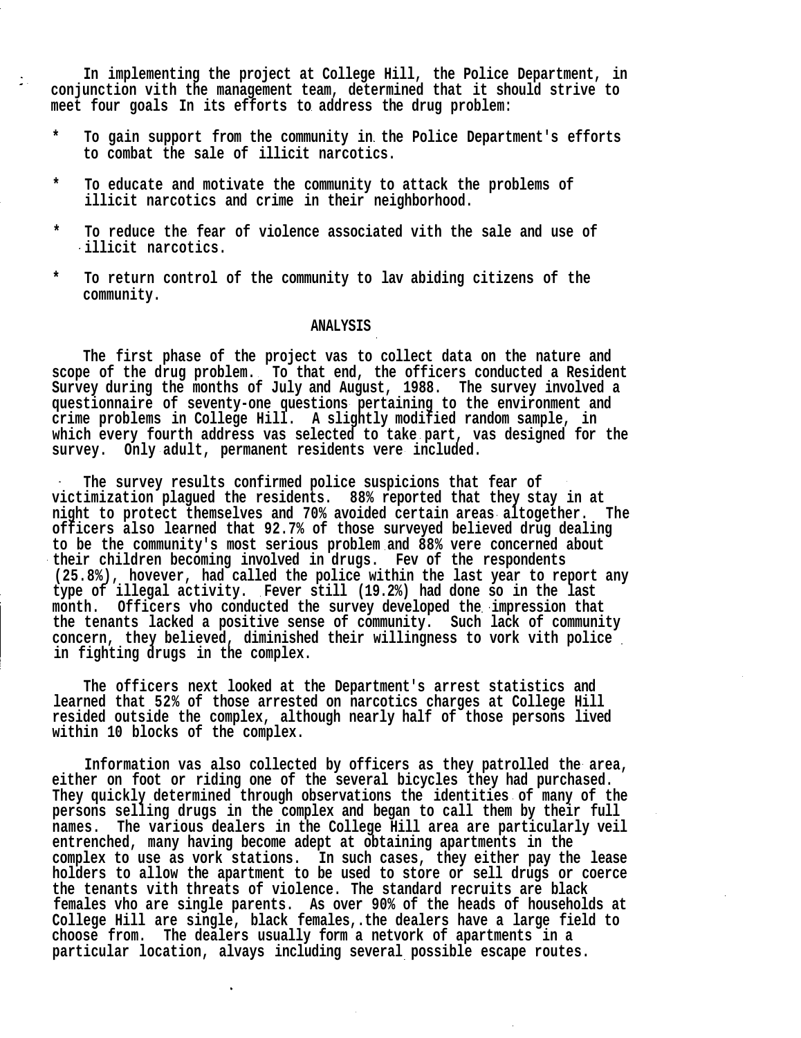In implementing the project at College Hill, the Police Department, in conjunction vith the management team, determined that it should strive to meet four goals In its efforts to address the drug problem:

* To gain support from the community in the Police Department's efforts to combat the sale of illicit narcotics.

* To educate and motivate the community to attack the problems of illicit narcotics and crime in their neighborhood.

* To reduce the fear of violence associated vith the sale and use of illicit narcotics.

* To return control of the community to lav abiding citizens of the community.

## ANALYSIS

The first phase of the project vas to collect data on the nature and scope of the drug problem. To that end, the officers conducted a Resident Survey during the months of July and August, 1988. The survey involved a questionnaire of seventy-one questions pertaining to the environment and crime problems in College Hill. A slightly modified random sample, in which every fourth address vas selected to take part, vas designed for the survey. Only adult, permanent residents vere included.

The survey results confirmed police suspicions that fear of victimization plagued the residents. 88% reported that they stay in at night to protect themselves and 70% avoided certain areas altogether. The officers also learned that 92.7% of those surveyed believed drug dealing to be the community's most serious problem and 88% vere concerned about their children becoming involved in drugs. Fev of the respondents (25.8%), hovever, had called the police within the last year to report any type of illegal activity. Fever still (19.2%) had done so in the last month. Officers vho conducted the survey developed the impression that the tenants lacked a positive sense of community. Such lack of community concern, they believed, diminished their willingness to vork vith police in fighting drugs in the complex.

The officers next looked at the Department's arrest statistics and learned that 52% of those arrested on narcotics charges at College Hill resided outside the complex, although nearly half of those persons lived within 10 blocks of the complex.

Information vas also collected by officers as they patrolled the area, either on foot or riding one of the several bicycles they had purchased. They quickly determined through observations the identities of many of the persons selling drugs in the complex and began to call them by their full names. The various dealers in the College Hill area are particularly veil entrenched, many having become adept at obtaining apartments in the complex to use as vork stations. In such cases, they either pay the lease holders to allow the apartment to be used to store or sell drugs or coerce the tenants vith threats of violence. The standard recruits are black females vho are single parents. As over 90% of the heads of households at College Hill are single, black females,.the dealers have a large field to choose from. The dealers usually form a netvork of apartments in a particular location, alvays including several possible escape routes.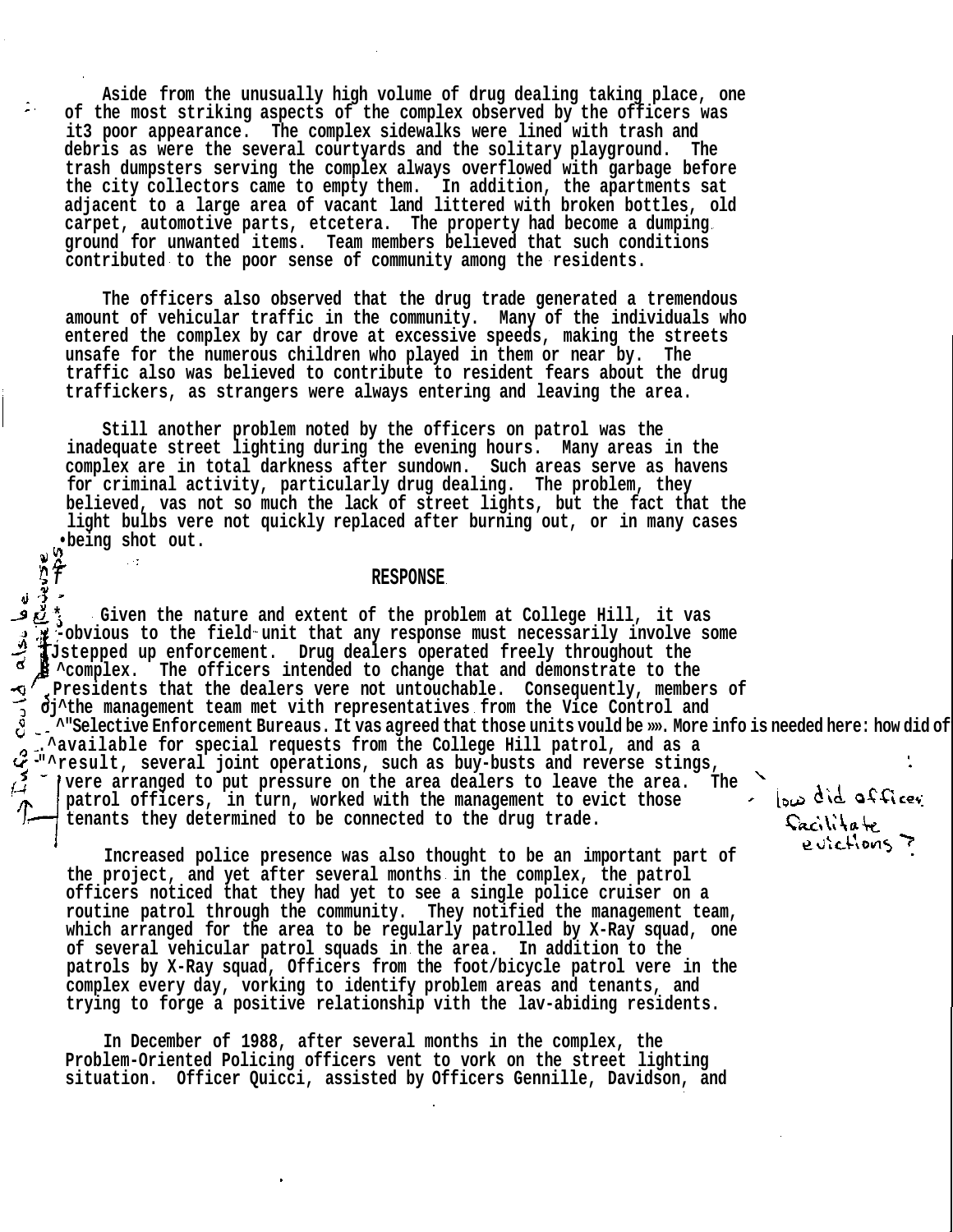Aside from the unusually high volume of drug dealing taking place, one of the most striking aspects of the complex observed by the officers was it3 poor appearance. The complex sidewalks were lined with trash and debris as were the several courtyards and the solitary playground. The trash dumpsters serving the complex always overflowed with garbage before the city collectors came to empty them. In addition, the apartments sat adjacent to a large area of vacant land littered with broken bottles, old carpet, automotive parts, etcetera. The property had become a dumping ground for unwanted items. Team members believed that such conditions contributed to the poor sense of community among the residents.

The officers also observed that the drug trade generated a tremendous amount of vehicular traffic in the community. Many of the individuals who entered the complex by car drove at excessive speeds, making the streets unsafe for the numerous children who played in them or near by. The traffic also was believed to contribute to resident fears about the drug traffickers, as strangers were always entering and leaving the area.

Still another problem noted by the officers on patrol was the inadequate street lighting during the evening hours. Many areas in the complex are in total darkness after sundown. Such areas serve as havens for criminal activity, particularly drug dealing. The problem, they believed, vas not so much the lack of street lights, but the fact that the light bulbs vere not quickly replaced after burning out, or in many cases being shot out.

## RESPONSE

Given the nature and extent of the problem at College Hill, it vas obvious to the field unit that any response must necessarily involve some stepped up enforcement. Drug dealers operated freely throughout the complex. The officers intended to change that and demonstrate to the residents that the dealers vere not untouchable. Consequently, members of the management team met vith representatives from the Vice Control and Selective Enforcement Bureaus. It vas agreed that those units vould be available for special requests from the College Hill patrol, and as a result, several joint operations, such as buy-busts and reverse stings, vere arranged to put pressure on the area dealers to leave the area. The patrol officers, in turn, worked with the management to evict those tenants they determined to be connected to the drug trade.

Increased police presence was also thought to be an important part of the project, and yet after several months in the complex, the patrol officers noticed that they had yet to see a single police cruiser on a routine patrol through the community. They notified the management team, which arranged for the area to be regularly patrolled by X-Ray squad, one of several vehicular patrol squads in the area. In addition to the patrols by X-Ray squad, Officers from the foot/bicycle patrol vere in the complex every day, vorking to identify problem areas and tenants, and trying to forge a positive relationship vith the lav-abiding residents.

In December of 1988, after several months in the complex, the Problem-Oriented Policing officers vent to vork on the street lighting situation. Officer Quicci, assisted by Officers Gennille, Davidson, and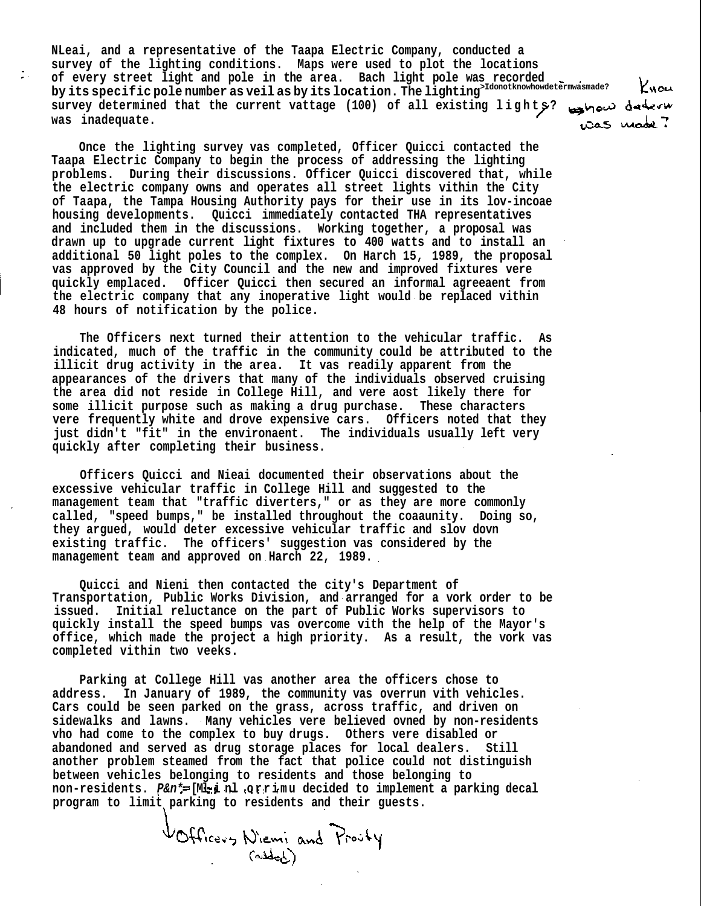NLeai, and a representative of the Taapa Electric Company, conducted a survey of the lighting conditions. Maps were used to plot the locations of every street light and pole in the area. Bach light pole was recorded by its specific pole number as veil as by its location. The lighting >Idonotknowhowdetermwasmade? survey determined that the current vattage (100) of all existing lights? was inadequate.

Know how determ was made?

Once the lighting survey vas completed, Officer Quicci contacted the Taapa Electric Company to begin the process of addressing the lighting problems. During their discussions. Officer Quicci discovered that, while the electric company owns and operates all street lights within the City of Taapa, the Tampa Housing Authority pays for their use in its lov-incoae housing developments. Quicci immediately contacted THA representatives and included them in the discussions. Working together, a proposal was drawn up to upgrade current light fixtures to 400 watts and to install an additional 50 light poles to the complex. On Harch 15, 1989, the proposal vas approved by the City Council and the new and improved fixtures vere quickly emplaced. Officer Quicci then secured an informal agreeaent from the electric company that any inoperative light would be replaced within 48 hours of notification by the police.

The Officers next turned their attention to the vehicular traffic. As indicated, much of the traffic in the community could be attributed to the illicit drug activity in the area. It vas readily apparent from the appearances of the drivers that many of the individuals observed cruising the area did not reside in College Hill, and vere aost likely there for some illicit purpose such as making a drug purchase. These characters vere frequently white and drove expensive cars. Officers noted that they just didn't "fit" in the environaent. The individuals usually left very quickly after completing their business.

Officers Quicci and Nieai documented their observations about the excessive vehicular traffic in College Hill and suggested to the management team that "traffic diverters," or as they are more commonly called, "speed bumps," be installed throughout the coaaunity. Doing so, they argued, would deter excessive vehicular traffic and slov dovn existing traffic. The officers' suggestion vas considered by the management team and approved on Harch 22, 1989.

Quicci and Nieni then contacted the city's Department of Transportation, Public Works Division, and arranged for a vork order to be issued. Initial reluctance on the part of Public Works supervisors to quickly install the speed bumps vas overcome vith the help of the Mayor's office, which made the project a high priority. As a result, the vork vas completed within two veeks.

Parking at College Hill vas another area the officers chose to address. In January of 1989, the community vas overrun vith vehicles. Cars could be seen parked on the grass, across traffic, and driven on sidewalks and lawns. Many vehicles vere believed ovned by non-residents vho had come to the complex to buy drugs. Others vere disabled or abandoned and served as drug storage places for local dealers. Still another problem steamed from the fact that police could not distinguish between vehicles belonging to residents and those belonging to non-residents. P&n*=[Ml-i nl .Q r r i-mu decided to implement a parking decal program to limit parking to residents and their guests.

Officers Niemi and Prouty (added)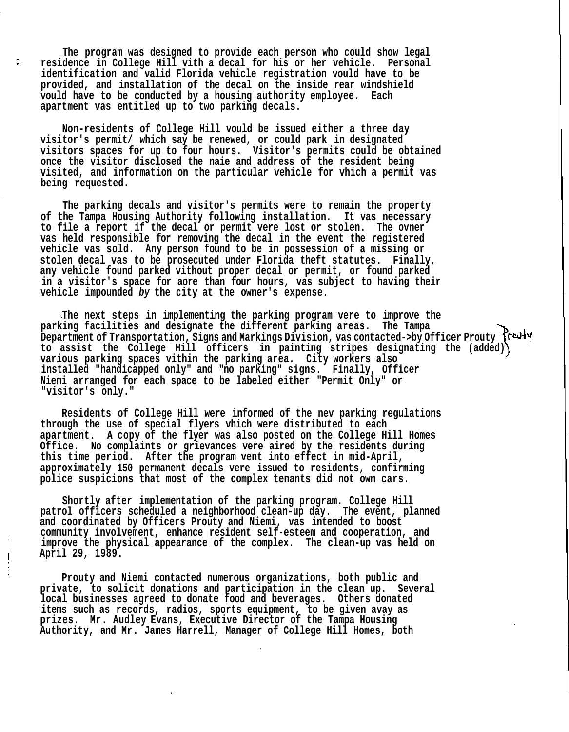The program was designed to provide each person who could show legal residence in College Hill vith a decal for his or her vehicle. Personal identification and valid Florida vehicle registration vould have to be provided, and installation of the decal on the inside rear windshield vould have to be conducted by a housing authority employee. Each apartment vas entitled up to two parking decals.

Non-residents of College Hill vould be issued either a three day visitor's permit/ which say be renewed, or could park in designated visitors spaces for up to four hours. Visitor's permits could be obtained once the visitor disclosed the naie and address of the resident being visited, and information on the particular vehicle for vhich a permit vas being requested.

The parking decals and visitor's permits were to remain the property of the Tampa Housing Authority following installation. It vas necessary to file a report if the decal or permit vere lost or stolen. The ovner vas held responsible for removing the decal in the event the registered vehicle vas sold. Any person found to be in possession of a missing or stolen decal vas to be prosecuted under Florida theft statutes. Finally, any vehicle found parked vithout proper decal or permit, or found parked in a visitor's space for aore than four hours, vas subject to having their vehicle impounded *by* the city at the owner's expense.

The next steps in implementing the parking program vere to improve the parking facilities and designate the different parking areas. The Tampa Department of Transportation, Signs and Markings Division, vas contacted by Officer Prouty to assist the College Hill officers in painting stripes designating the various parking spaces vithin the parking area. City workers also installed "handicapped only" and "no parking" signs. Finally, Officer Niemi arranged for each space to be labeled either "Permit Only" or "visitor's only."

Residents of College Hill were informed of the nev parking regulations through the use of special flyers vhich were distributed to each apartment. A copy of the flyer was also posted on the College Hill Homes Office. No complaints or grievances vere aired by the residents during this time period. After the program vent into effect in mid-April, approximately 150 permanent decals vere issued to residents, confirming police suspicions that most of the complex tenants did not own cars.

Shortly after implementation of the parking program. College Hill patrol officers scheduled a neighborhood clean-up day. The event, planned and coordinated by Officers Prouty and Niemi, vas intended to boost community involvement, enhance resident self-esteem and cooperation, and improve the physical appearance of the complex. The clean-up vas held on April 29, 1989.

Prouty and Niemi contacted numerous organizations, both public and private, to solicit donations and participation in the clean up. Several local businesses agreed to donate food and beverages. Others donated items such as records, radios, sports equipment, to be given avay as prizes. Mr. Audley Evans, Executive Director of the Tampa Housing Authority, and Mr. James Harrell, Manager of College Hill Homes, both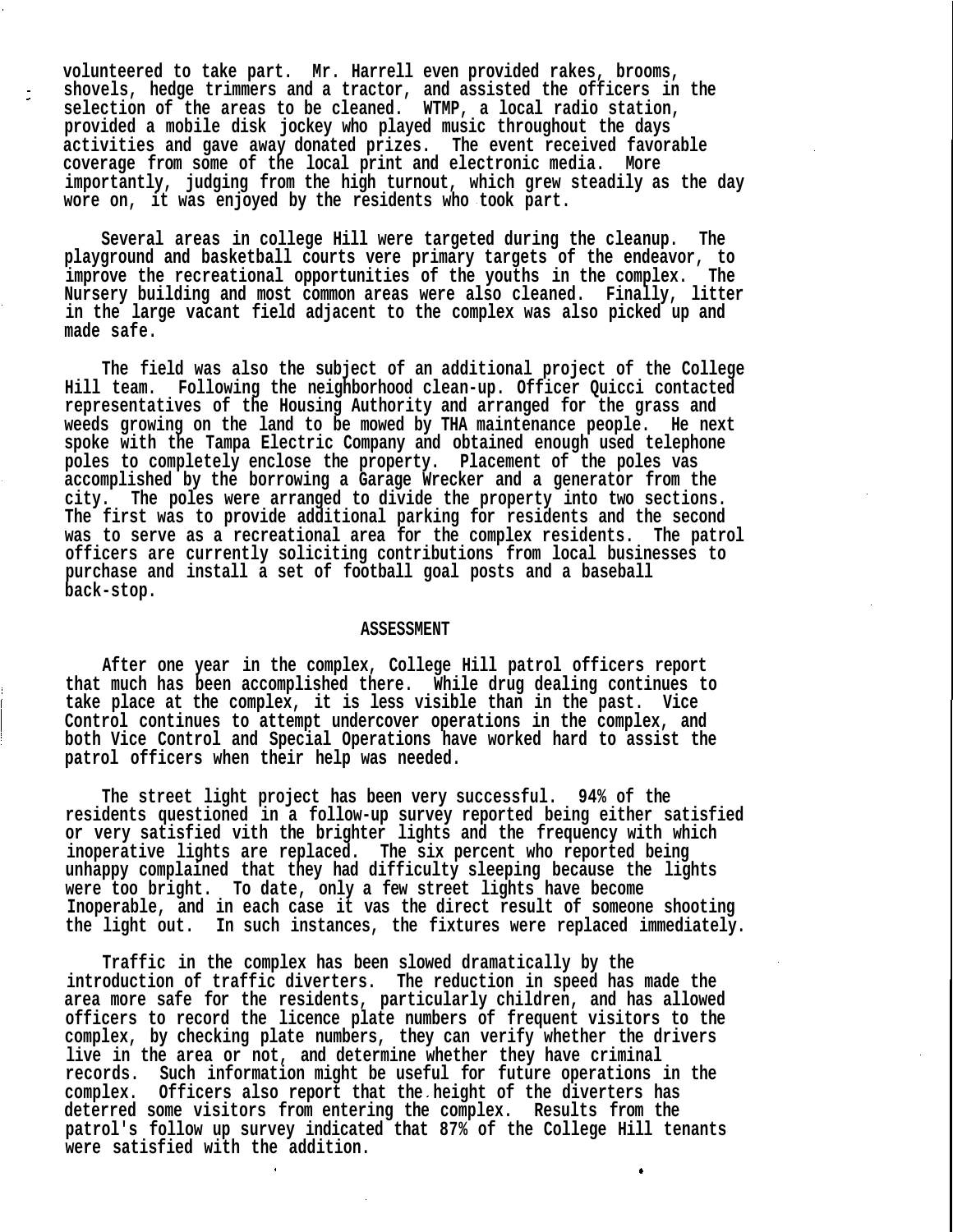volunteered to take part. Mr. Harrell even provided rakes, brooms, shovels, hedge trimmers and a tractor, and assisted the officers in the selection of the areas to be cleaned. WTMP, a local radio station, provided a mobile disk jockey who played music throughout the days activities and gave away donated prizes. The event received favorable coverage from some of the local print and electronic media. More importantly, judging from the high turnout, which grew steadily as the day wore on, it was enjoyed by the residents who took part.

Several areas in college Hill were targeted during the cleanup. The playground and basketball courts vere primary targets of the endeavor, to improve the recreational opportunities of the youths in the complex. The Nursery building and most common areas were also cleaned. Finally, litter in the large vacant field adjacent to the complex was also picked up and made safe.

The field was also the subject of an additional project of the College Hill team. Following the neighborhood clean-up. Officer Quicci contacted representatives of the Housing Authority and arranged for the grass and weeds growing on the land to be mowed by THA maintenance people. He next spoke with the Tampa Electric Company and obtained enough used telephone poles to completely enclose the property. Placement of the poles vas accomplished by the borrowing a Garage Wrecker and a generator from the city. The poles were arranged to divide the property into two sections. The first was to provide additional parking for residents and the second was to serve as a recreational area for the complex residents. The patrol officers are currently soliciting contributions from local businesses to purchase and install a set of football goal posts and a baseball back-stop.

## ASSESSMENT

After one year in the complex, College Hill patrol officers report that much has been accomplished there. While drug dealing continues to take place at the complex, it is less visible than in the past. Vice Control continues to attempt undercover operations in the complex, and both Vice Control and Special Operations have worked hard to assist the patrol officers when their help was needed.

The street light project has been very successful. 94% of the residents questioned in a follow-up survey reported being either satisfied or very satisfied vith the brighter lights and the frequency with which inoperative lights are replaced. The six percent who reported being unhappy complained that they had difficulty sleeping because the lights were too bright. To date, only a few street lights have become Inoperable, and in each case it vas the direct result of someone shooting the light out. In such instances, the fixtures were replaced immediately.

Traffic in the complex has been slowed dramatically by the introduction of traffic diverters. The reduction in speed has made the area more safe for the residents, particularly children, and has allowed officers to record the licence plate numbers of frequent visitors to the complex, by checking plate numbers, they can verify whether the drivers live in the area or not, and determine whether they have criminal records. Such information might be useful for future operations in the complex. Officers also report that the height of the diverters has deterred some visitors from entering the complex. Results from the patrol's follow up survey indicated that 87% of the College Hill tenants were satisfied with the addition.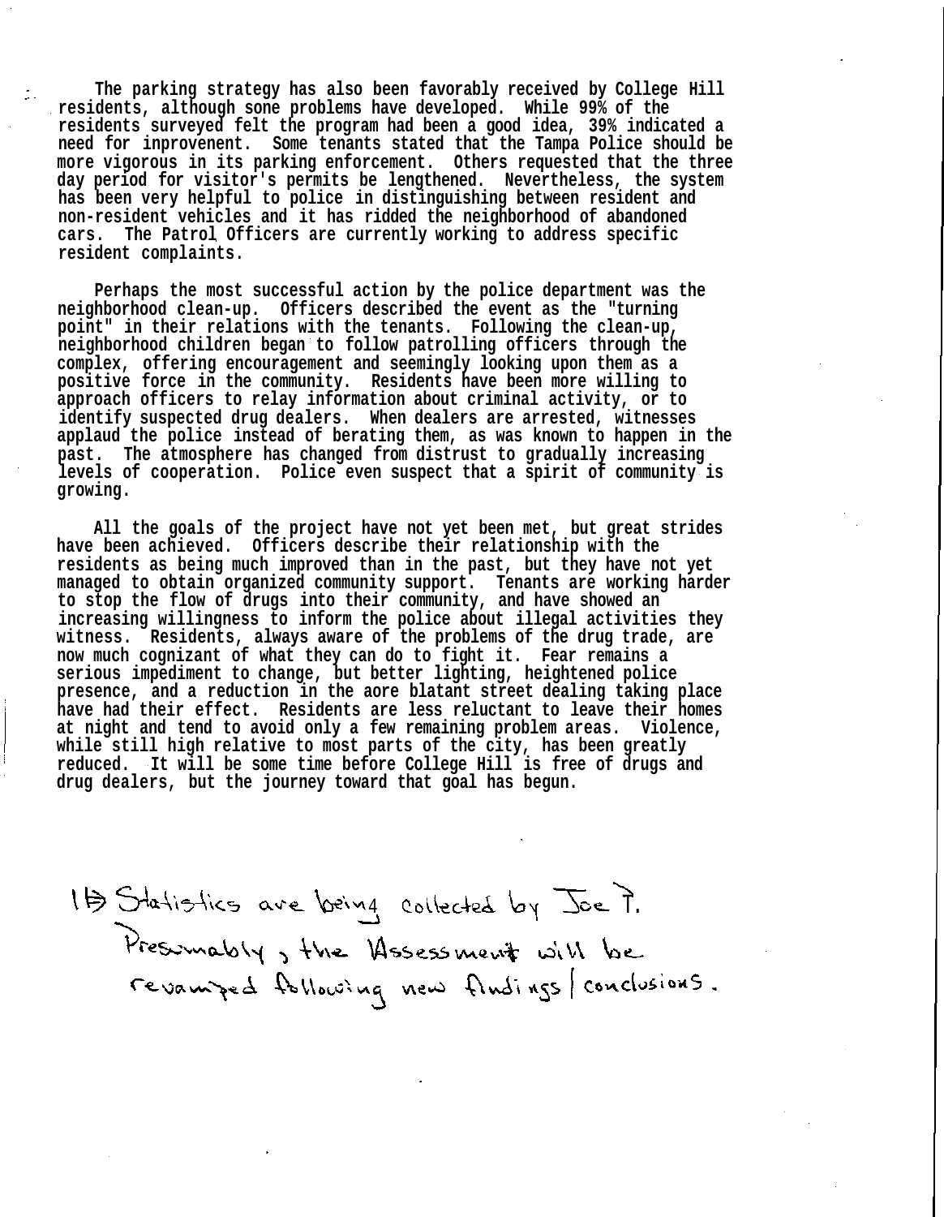The parking strategy has also been favorably received by College Hill residents, although sone problems have developed. While 99% of the residents surveyed felt the program had been a good idea, 39% indicated a need for inprovenent. Some tenants stated that the Tampa Police should be more vigorous in its parking enforcement. Others requested that the three day period for visitor's permits be lengthened. Nevertheless, the system has been very helpful to police in distinguishing between resident and non-resident vehicles and it has ridded the neighborhood of abandoned cars. The Patrol Officers are currently working to address specific resident complaints.

Perhaps the most successful action by the police department was the neighborhood clean-up. Officers described the event as the "turning point" in their relations with the tenants. Following the clean-up, neighborhood children began to follow patrolling officers through the complex, offering encouragement and seemingly looking upon them as a positive force in the community. Residents have been more willing to approach officers to relay information about criminal activity, or to identify suspected drug dealers. When dealers are arrested, witnesses applaud the police instead of berating them, as was known to happen in the past. The atmosphere has changed from distrust to gradually increasing levels of cooperation. Police even suspect that a spirit of community is growing.

All the goals of the project have not yet been met, but great strides have been achieved. Officers describe their relationship with the residents as being much improved than in the past, but they have not yet managed to obtain organized community support. Tenants are working harder to stop the flow of drugs into their community, and have showed an increasing willingness to inform the police about illegal activities they witness. Residents, always aware of the problems of the drug trade, are now much cognizant of what they can do to fight it. Fear remains a serious impediment to change, but better lighting, heightened police presence, and a reduction in the aore blatant street dealing taking place have had their effect. Residents are less reluctant to leave their homes at night and tend to avoid only a few remaining problem areas. Violence, while still high relative to most parts of the city, has been greatly reduced. It will be some time before College Hill is free of drugs and drug dealers, but the journey toward that goal has begun.

1⇒ Statistics are being collected by Joe P. Presumably, the Assessment will be revamped following new findings/conclusions.